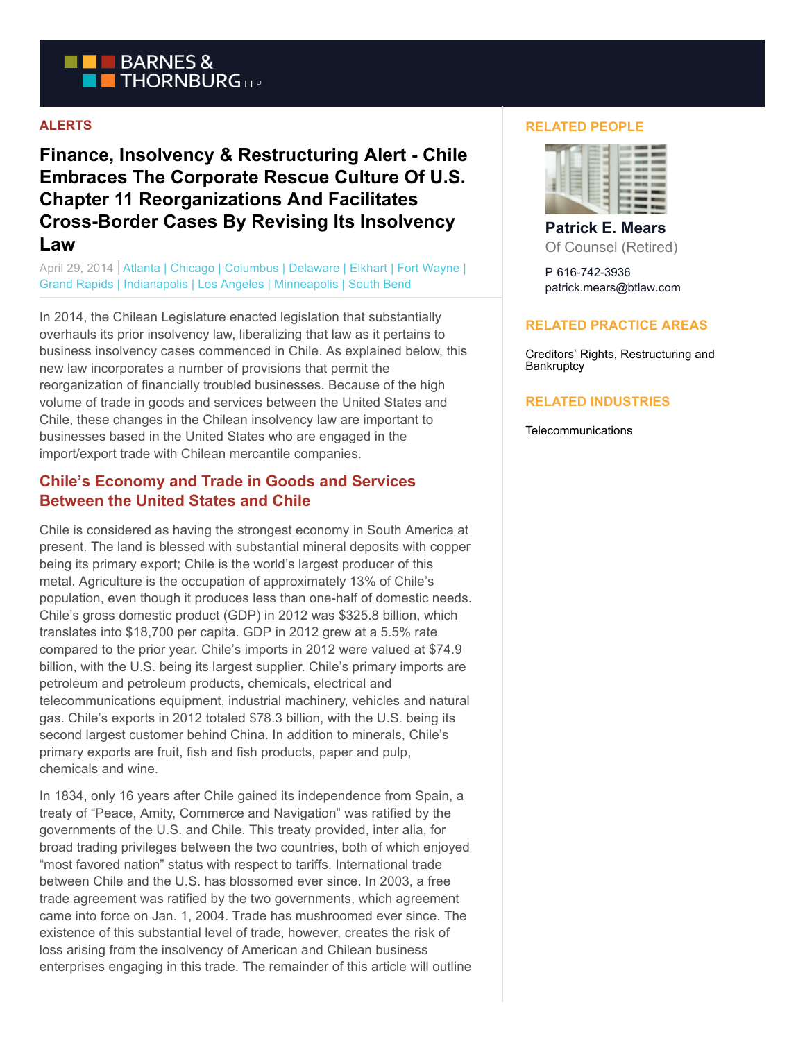ALERTS

# Finance, Insolvency & Restructuring Alert - Chile Embraces The Corporate Rescue Culture Of U.S. Chapter 11 Reorganizations And Facilitates Cross-Border Cases By Revising Its Insolvency Law

April 29, 2014 | Atlanta | Chicago | Columbus | Delaware | Elkhart | Fort Wayne | Grand Rapids | Indianapolis | Los Angeles | Minneapolis | South Bend

In 2014, the Chilean Legislature enacted legislation that substantially overhauls its prior insolvency law, liberalizing that law as it pertains to business insolvency cases commenced in Chile. As explained below, this new law incorporates a number of provisions that permit the reorganization of financially troubled businesses. Because of the high volume of trade in goods and services between the United States and Chile, these changes in the Chilean insolvency law are important to businesses based in the United States who are engaged in the import/export trade with Chilean mercantile companies.

## Chile's Economy and Trade in Goods and Services Between the United States and Chile

Chile is considered as having the strongest economy in South America at present. The land is blessed with substantial mineral deposits with copper being its primary export; Chile is the world's largest producer of this metal. Agriculture is the occupation of approximately 13% of Chile's population, even though it produces less than one-half of domestic needs. Chile's gross domestic product (GDP) in 2012 was $325.8 billion, which translates into $18,700 per capita. GDP in 2012 grew at a 5.5% rate compared to the prior year. Chile's imports in 2012 were valued at $74.9 billion, with the U.S. being its largest supplier. Chile's primary imports are petroleum and petroleum products, chemicals, electrical and telecommunications equipment, industrial machinery, vehicles and natural gas. Chile's exports in 2012 totaled $78.3 billion, with the U.S. being its second largest customer behind China. In addition to minerals, Chile's primary exports are fruit, fish and fish products, paper and pulp, chemicals and wine.

In 1834, only 16 years after Chile gained its independence from Spain, a treaty of "Peace, Amity, Commerce and Navigation" was ratified by the governments of the U.S. and Chile. This treaty provided, inter alia, for broad trading privileges between the two countries, both of which enjoyed "most favored nation" status with respect to tariffs. International trade between Chile and the U.S. has blossomed ever since. In 2003, a free trade agreement was ratified by the two governments, which agreement came into force on Jan. 1, 2004. Trade has mushroomed ever since. The existence of this substantial level of trade, however, creates the risk of loss arising from the insolvency of American and Chilean business enterprises engaging in this trade. The remainder of this article will outline

RELATED PEOPLE

**Patrick E. Mears**
Of Counsel (Retired)

P 616-742-3936
patrick.mears@btlaw.com

RELATED PRACTICE AREAS

Creditors' Rights, Restructuring and Bankruptcy

RELATED INDUSTRIES

Telecommunications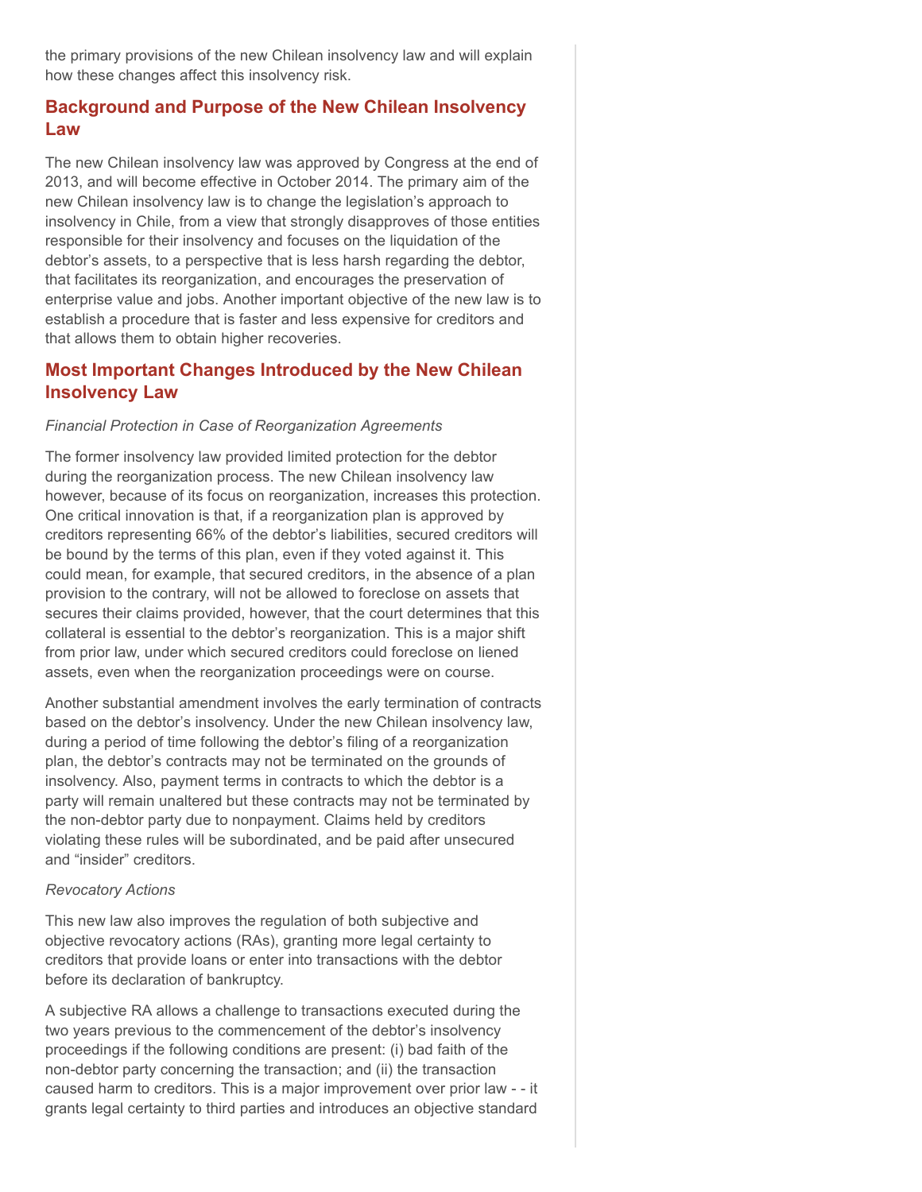the primary provisions of the new Chilean insolvency law and will explain how these changes affect this insolvency risk.

## Background and Purpose of the New Chilean Insolvency Law

The new Chilean insolvency law was approved by Congress at the end of 2013, and will become effective in October 2014. The primary aim of the new Chilean insolvency law is to change the legislation's approach to insolvency in Chile, from a view that strongly disapproves of those entities responsible for their insolvency and focuses on the liquidation of the debtor's assets, to a perspective that is less harsh regarding the debtor, that facilitates its reorganization, and encourages the preservation of enterprise value and jobs. Another important objective of the new law is to establish a procedure that is faster and less expensive for creditors and that allows them to obtain higher recoveries.

## Most Important Changes Introduced by the New Chilean Insolvency Law

*Financial Protection in Case of Reorganization Agreements*

The former insolvency law provided limited protection for the debtor during the reorganization process. The new Chilean insolvency law however, because of its focus on reorganization, increases this protection. One critical innovation is that, if a reorganization plan is approved by creditors representing 66% of the debtor's liabilities, secured creditors will be bound by the terms of this plan, even if they voted against it. This could mean, for example, that secured creditors, in the absence of a plan provision to the contrary, will not be allowed to foreclose on assets that secures their claims provided, however, that the court determines that this collateral is essential to the debtor's reorganization. This is a major shift from prior law, under which secured creditors could foreclose on liened assets, even when the reorganization proceedings were on course.

Another substantial amendment involves the early termination of contracts based on the debtor's insolvency. Under the new Chilean insolvency law, during a period of time following the debtor's filing of a reorganization plan, the debtor's contracts may not be terminated on the grounds of insolvency. Also, payment terms in contracts to which the debtor is a party will remain unaltered but these contracts may not be terminated by the non-debtor party due to nonpayment. Claims held by creditors violating these rules will be subordinated, and be paid after unsecured and "insider" creditors.

*Revocatory Actions*

This new law also improves the regulation of both subjective and objective revocatory actions (RAs), granting more legal certainty to creditors that provide loans or enter into transactions with the debtor before its declaration of bankruptcy.

A subjective RA allows a challenge to transactions executed during the two years previous to the commencement of the debtor's insolvency proceedings if the following conditions are present: (i) bad faith of the non-debtor party concerning the transaction; and (ii) the transaction caused harm to creditors. This is a major improvement over prior law - - it grants legal certainty to third parties and introduces an objective standard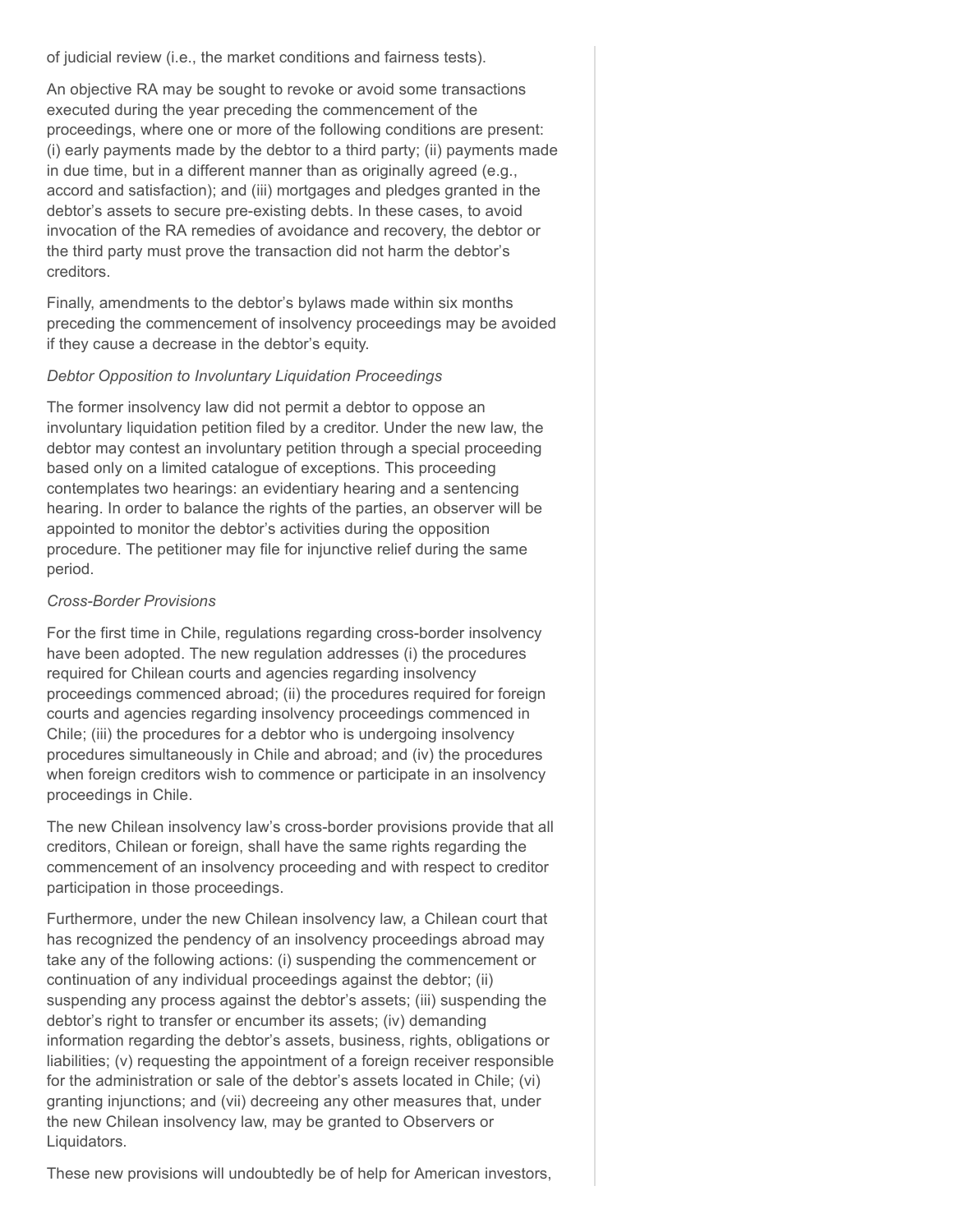of judicial review (i.e., the market conditions and fairness tests).

An objective RA may be sought to revoke or avoid some transactions executed during the year preceding the commencement of the proceedings, where one or more of the following conditions are present: (i) early payments made by the debtor to a third party; (ii) payments made in due time, but in a different manner than as originally agreed (e.g., accord and satisfaction); and (iii) mortgages and pledges granted in the debtor's assets to secure pre-existing debts. In these cases, to avoid invocation of the RA remedies of avoidance and recovery, the debtor or the third party must prove the transaction did not harm the debtor's creditors.

Finally, amendments to the debtor's bylaws made within six months preceding the commencement of insolvency proceedings may be avoided if they cause a decrease in the debtor's equity.

*Debtor Opposition to Involuntary Liquidation Proceedings*

The former insolvency law did not permit a debtor to oppose an involuntary liquidation petition filed by a creditor. Under the new law, the debtor may contest an involuntary petition through a special proceeding based only on a limited catalogue of exceptions. This proceeding contemplates two hearings: an evidentiary hearing and a sentencing hearing. In order to balance the rights of the parties, an observer will be appointed to monitor the debtor's activities during the opposition procedure. The petitioner may file for injunctive relief during the same period.

*Cross-Border Provisions*

For the first time in Chile, regulations regarding cross-border insolvency have been adopted. The new regulation addresses (i) the procedures required for Chilean courts and agencies regarding insolvency proceedings commenced abroad; (ii) the procedures required for foreign courts and agencies regarding insolvency proceedings commenced in Chile; (iii) the procedures for a debtor who is undergoing insolvency procedures simultaneously in Chile and abroad; and (iv) the procedures when foreign creditors wish to commence or participate in an insolvency proceedings in Chile.

The new Chilean insolvency law's cross-border provisions provide that all creditors, Chilean or foreign, shall have the same rights regarding the commencement of an insolvency proceeding and with respect to creditor participation in those proceedings.

Furthermore, under the new Chilean insolvency law, a Chilean court that has recognized the pendency of an insolvency proceedings abroad may take any of the following actions: (i) suspending the commencement or continuation of any individual proceedings against the debtor; (ii) suspending any process against the debtor's assets; (iii) suspending the debtor's right to transfer or encumber its assets; (iv) demanding information regarding the debtor's assets, business, rights, obligations or liabilities; (v) requesting the appointment of a foreign receiver responsible for the administration or sale of the debtor's assets located in Chile; (vi) granting injunctions; and (vii) decreeing any other measures that, under the new Chilean insolvency law, may be granted to Observers or Liquidators.

These new provisions will undoubtedly be of help for American investors,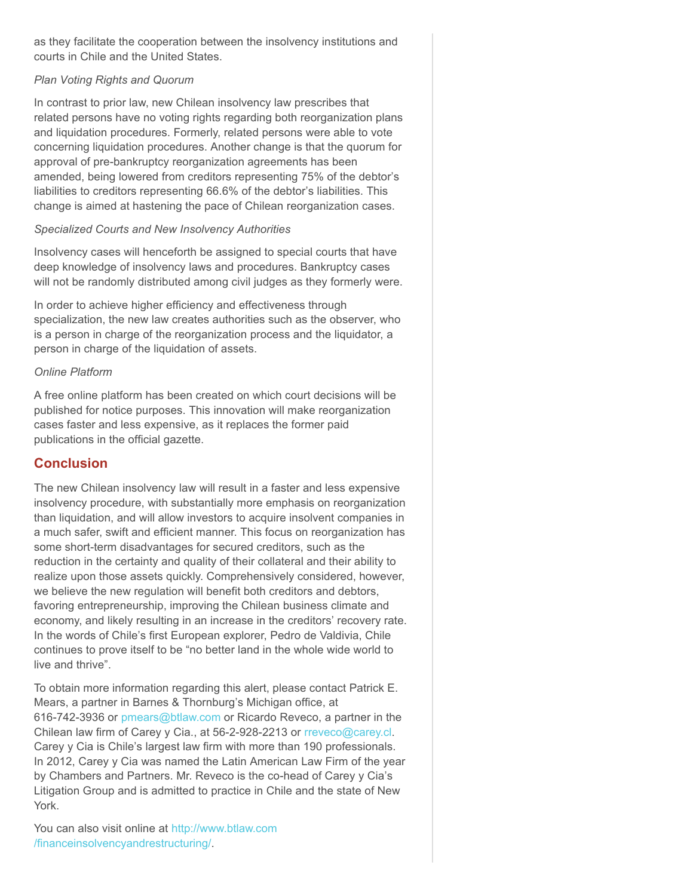as they facilitate the cooperation between the insolvency institutions and courts in Chile and the United States.

*Plan Voting Rights and Quorum*

In contrast to prior law, new Chilean insolvency law prescribes that related persons have no voting rights regarding both reorganization plans and liquidation procedures. Formerly, related persons were able to vote concerning liquidation procedures. Another change is that the quorum for approval of pre-bankruptcy reorganization agreements has been amended, being lowered from creditors representing 75% of the debtor's liabilities to creditors representing 66.6% of the debtor's liabilities. This change is aimed at hastening the pace of Chilean reorganization cases.

*Specialized Courts and New Insolvency Authorities*

Insolvency cases will henceforth be assigned to special courts that have deep knowledge of insolvency laws and procedures. Bankruptcy cases will not be randomly distributed among civil judges as they formerly were.

In order to achieve higher efficiency and effectiveness through specialization, the new law creates authorities such as the observer, who is a person in charge of the reorganization process and the liquidator, a person in charge of the liquidation of assets.

*Online Platform*

A free online platform has been created on which court decisions will be published for notice purposes. This innovation will make reorganization cases faster and less expensive, as it replaces the former paid publications in the official gazette.

## Conclusion

The new Chilean insolvency law will result in a faster and less expensive insolvency procedure, with substantially more emphasis on reorganization than liquidation, and will allow investors to acquire insolvent companies in a much safer, swift and efficient manner. This focus on reorganization has some short-term disadvantages for secured creditors, such as the reduction in the certainty and quality of their collateral and their ability to realize upon those assets quickly. Comprehensively considered, however, we believe the new regulation will benefit both creditors and debtors, favoring entrepreneurship, improving the Chilean business climate and economy, and likely resulting in an increase in the creditors' recovery rate. In the words of Chile's first European explorer, Pedro de Valdivia, Chile continues to prove itself to be "no better land in the whole wide world to live and thrive".

To obtain more information regarding this alert, please contact Patrick E. Mears, a partner in Barnes & Thornburg's Michigan office, at 616-742-3936 or pmears@btlaw.com or Ricardo Reveco, a partner in the Chilean law firm of Carey y Cia., at 56-2-928-2213 or rreveco@carey.cl. Carey y Cia is Chile's largest law firm with more than 190 professionals. In 2012, Carey y Cia was named the Latin American Law Firm of the year by Chambers and Partners. Mr. Reveco is the co-head of Carey y Cia's Litigation Group and is admitted to practice in Chile and the state of New York.

You can also visit online at http://www.btlaw.com/financeinsolvencyandrestructuring/.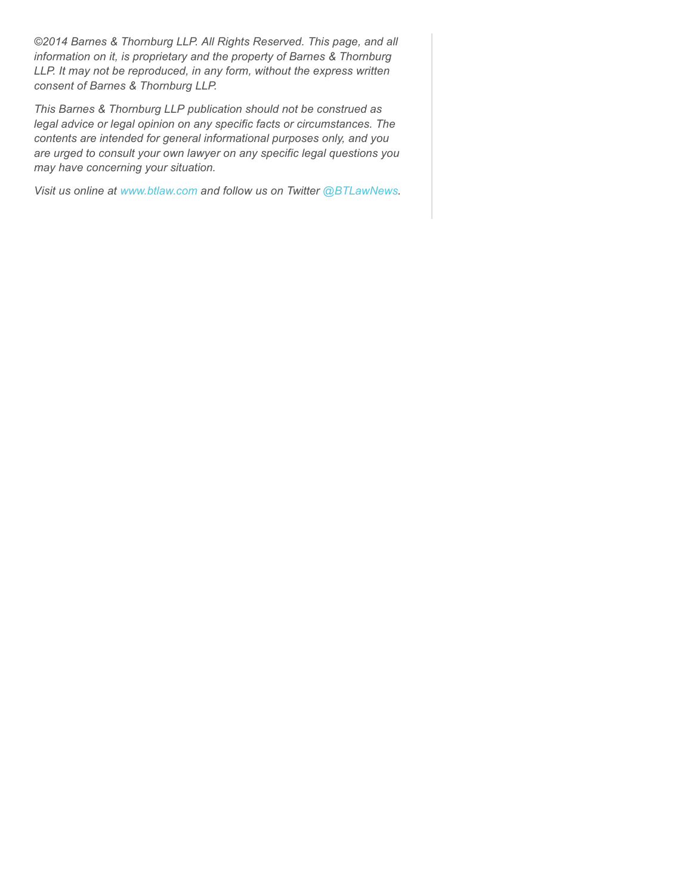*©2014 Barnes & Thornburg LLP. All Rights Reserved. This page, and all information on it, is proprietary and the property of Barnes & Thornburg LLP. It may not be reproduced, in any form, without the express written consent of Barnes & Thornburg LLP.*

*This Barnes & Thornburg LLP publication should not be construed as legal advice or legal opinion on any specific facts or circumstances. The contents are intended for general informational purposes only, and you are urged to consult your own lawyer on any specific legal questions you may have concerning your situation.*

*Visit us online at www.btlaw.com and follow us on Twitter @BTLawNews.*